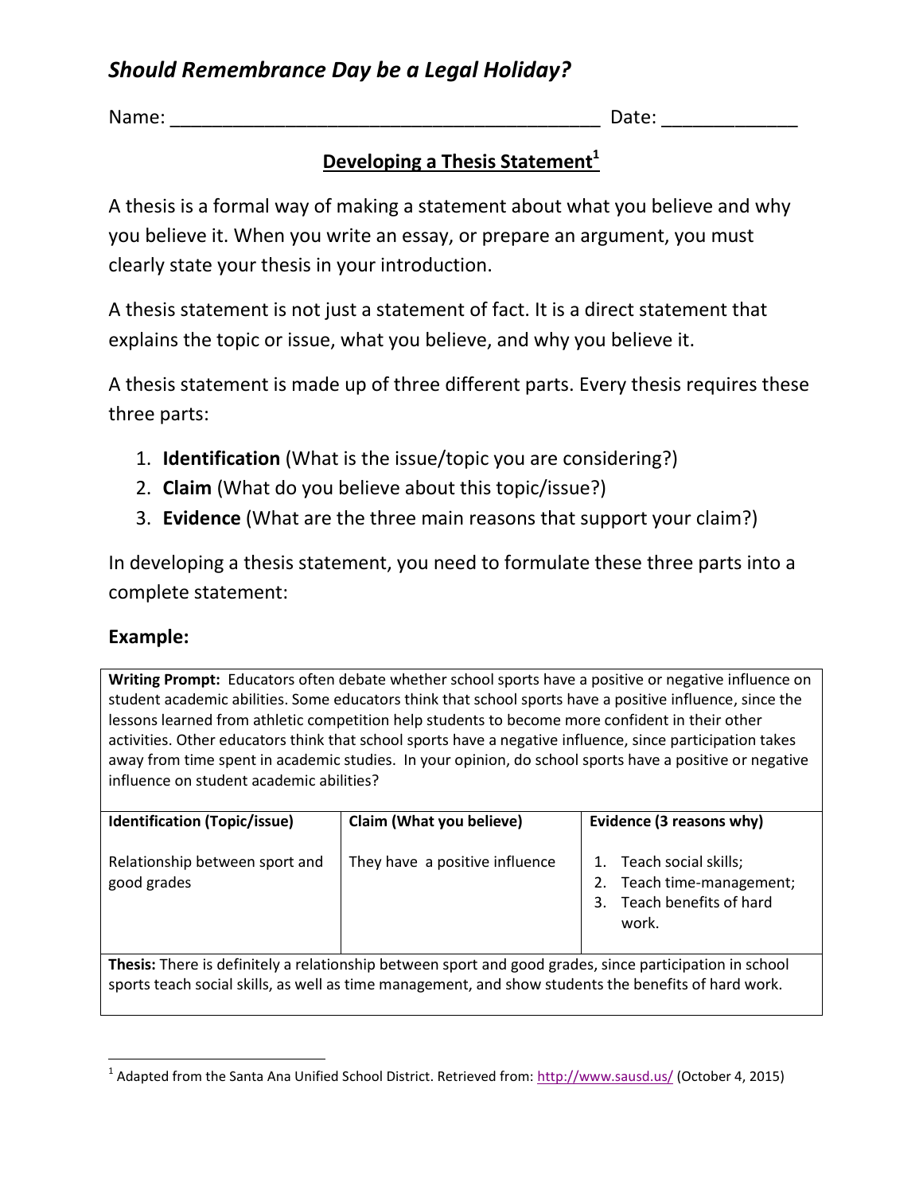# *Should Remembrance Day be a Legal Holiday?*

Name: ________________________________________ Date: ____________

## Developing a Thesis Statement[1]

A thesis is a formal way of making a statement about what you believe and why you believe it. When you write an essay, or prepare an argument, you must clearly state your thesis in your introduction.

A thesis statement is not just a statement of fact. It is a direct statement that explains the topic or issue, what you believe, and why you believe it.

A thesis statement is made up of three different parts. Every thesis requires these three parts:

1. **Identification** (What is the issue/topic you are considering?)
2. **Claim** (What do you believe about this topic/issue?)
3. **Evidence** (What are the three main reasons that support your claim?)

In developing a thesis statement, you need to formulate these three parts into a complete statement:

### Example:

**Writing Prompt:** Educators often debate whether school sports have a positive or negative influence on student academic abilities. Some educators think that school sports have a positive influence, since the lessons learned from athletic competition help students to become more confident in their other activities. Other educators think that school sports have a negative influence, since participation takes away from time spent in academic studies. In your opinion, do school sports have a positive or negative influence on student academic abilities?

| Identification (Topic/issue) | Claim (What you believe) | Evidence (3 reasons why) |
|---|---|---|
| Relationship between sport and good grades | They have a positive influence | 1. Teach social skills; 2. Teach time-management; 3. Teach benefits of hard work. |

**Thesis:** There is definitely a relationship between sport and good grades, since participation in school sports teach social skills, as well as time management, and show students the benefits of hard work.

---

[1] Adapted from the Santa Ana Unified School District. Retrieved from: http://www.sausd.us/ (October 4, 2015)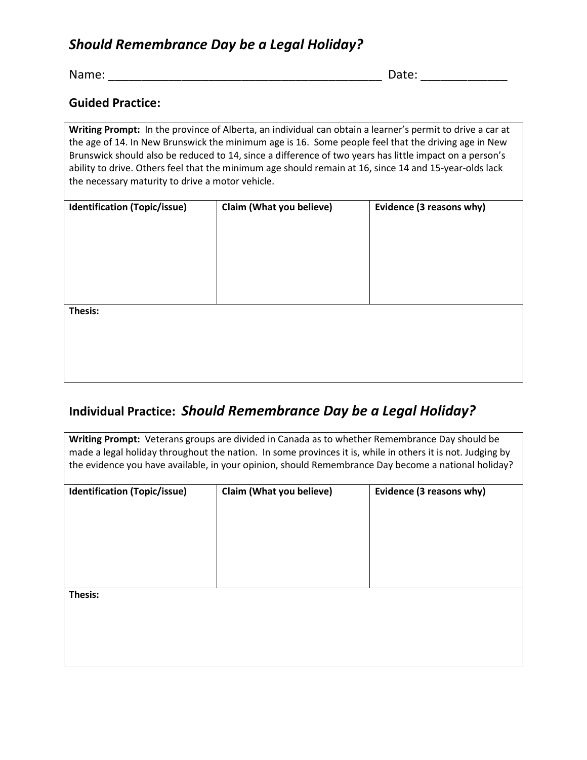## *Should Remembrance Day be a Legal Holiday?*

Name: ___________________________________________ Date: _____________

### Guided Practice:

**Writing Prompt:** In the province of Alberta, an individual can obtain a learner's permit to drive a car at the age of 14. In New Brunswick the minimum age is 16. Some people feel that the driving age in New Brunswick should also be reduced to 14, since a difference of two years has little impact on a person's ability to drive. Others feel that the minimum age should remain at 16, since 14 and 15-year-olds lack the necessary maturity to drive a motor vehicle.

| Identification (Topic/issue) | Claim (What you believe) | Evidence (3 reasons why) |
| --- | --- | --- |
| | | |

**Thesis:**

### Individual Practice: *Should Remembrance Day be a Legal Holiday?*

**Writing Prompt:** Veterans groups are divided in Canada as to whether Remembrance Day should be made a legal holiday throughout the nation. In some provinces it is, while in others it is not. Judging by the evidence you have available, in your opinion, should Remembrance Day become a national holiday?

| Identification (Topic/issue) | Claim (What you believe) | Evidence (3 reasons why) |
| --- | --- | --- |
| | | |

**Thesis:**